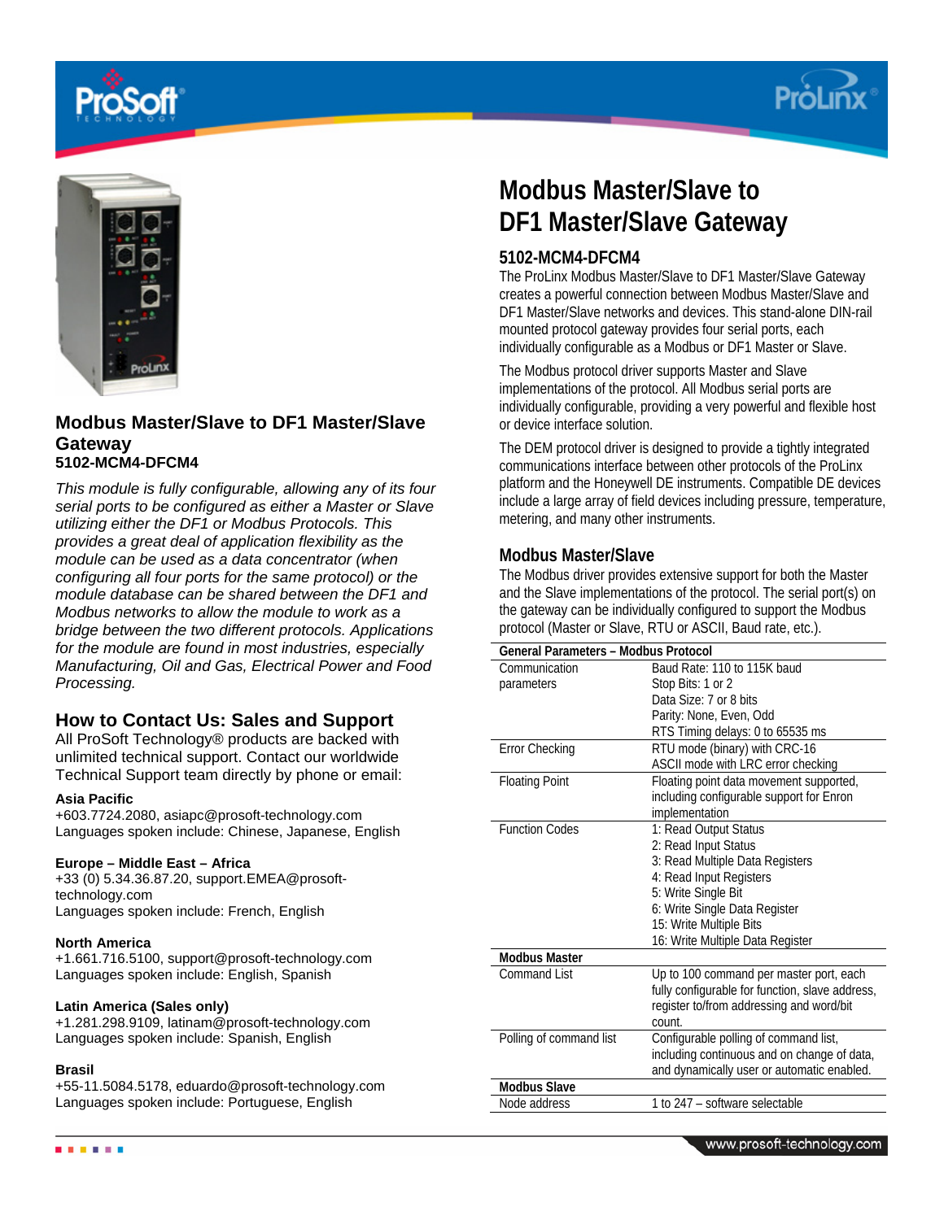## Modbus Master/Slave to DF1 Master/Slave Gateway

**5102-MCM4-DFCM4**

*This module is fully configurable, allowing any of its four serial ports to be configured as either a Master or Slave utilizing either the DF1 or Modbus Protocols. This provides a great deal of application flexibility as the module can be used as a data concentrator (when configuring all four ports for the same protocol) or the module database can be shared between the DF1 and Modbus networks to allow the module to work as a bridge between the two different protocols. Applications for the module are found in most industries, especially Manufacturing, Oil and Gas, Electrical Power and Food Processing.*

## How to Contact Us: Sales and Support

All ProSoft Technology® products are backed with unlimited technical support. Contact our worldwide Technical Support team directly by phone or email:

**Asia Pacific**
+603.7724.2080, asiapc@prosoft-technology.com
Languages spoken include: Chinese, Japanese, English

**Europe – Middle East – Africa**
+33 (0) 5.34.36.87.20, support.EMEA@prosoft-technology.com
Languages spoken include: French, English

**North America**
+1.661.716.5100, support@prosoft-technology.com
Languages spoken include: English, Spanish

**Latin America (Sales only)**
+1.281.298.9109, latinam@prosoft-technology.com
Languages spoken include: Spanish, English

**Brasil**
+55-11.5084.5178, eduardo@prosoft-technology.com
Languages spoken include: Portuguese, English

# Modbus Master/Slave to DF1 Master/Slave Gateway

### 5102-MCM4-DFCM4

The ProLinx Modbus Master/Slave to DF1 Master/Slave Gateway creates a powerful connection between Modbus Master/Slave and DF1 Master/Slave networks and devices. This stand-alone DIN-rail mounted protocol gateway provides four serial ports, each individually configurable as a Modbus or DF1 Master or Slave.

The Modbus protocol driver supports Master and Slave implementations of the protocol. All Modbus serial ports are individually configurable, providing a very powerful and flexible host or device interface solution.

The DEM protocol driver is designed to provide a tightly integrated communications interface between other protocols of the ProLinx platform and the Honeywell DE instruments. Compatible DE devices include a large array of field devices including pressure, temperature, metering, and many other instruments.

### Modbus Master/Slave

The Modbus driver provides extensive support for both the Master and the Slave implementations of the protocol. The serial port(s) on the gateway can be individually configured to support the Modbus protocol (Master or Slave, RTU or ASCII, Baud rate, etc.).

| **General Parameters – Modbus Protocol** | |
|---|---|
| Communication parameters | Baud Rate: 110 to 115K baud<br>Stop Bits: 1 or 2<br>Data Size: 7 or 8 bits<br>Parity: None, Even, Odd<br>RTS Timing delays: 0 to 65535 ms |
| Error Checking | RTU mode (binary) with CRC-16<br>ASCII mode with LRC error checking |
| Floating Point | Floating point data movement supported, including configurable support for Enron implementation |
| Function Codes | 1: Read Output Status<br>2: Read Input Status<br>3: Read Multiple Data Registers<br>4: Read Input Registers<br>5: Write Single Bit<br>6: Write Single Data Register<br>15: Write Multiple Bits<br>16: Write Multiple Data Register |
| **Modbus Master** | |
| Command List | Up to 100 command per master port, each fully configurable for function, slave address, register to/from addressing and word/bit count. |
| Polling of command list | Configurable polling of command list, including continuous and on change of data, and dynamically user or automatic enabled. |
| **Modbus Slave** | |
| Node address | 1 to 247 – software selectable |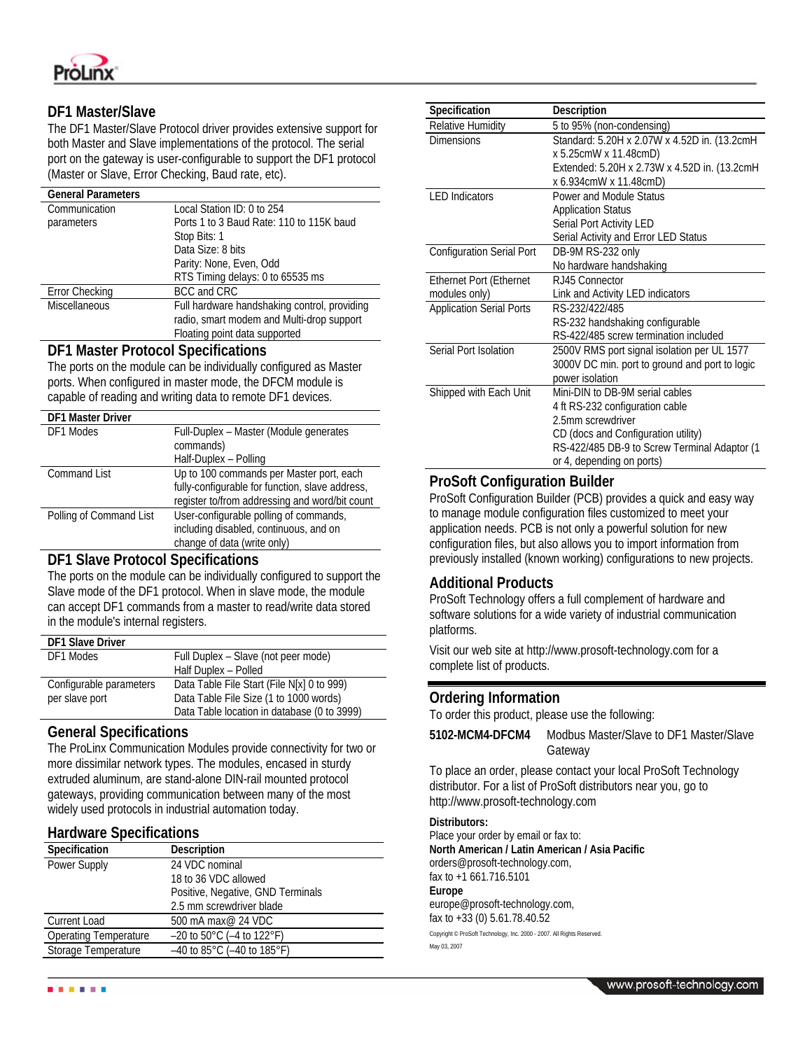## DF1 Master/Slave

The DF1 Master/Slave Protocol driver provides extensive support for both Master and Slave implementations of the protocol. The serial port on the gateway is user-configurable to support the DF1 protocol (Master or Slave, Error Checking, Baud rate, etc).

| General Parameters | |
|---|---|
| Communication parameters | Local Station ID: 0 to 254<br>Ports 1 to 3 Baud Rate: 110 to 115K baud<br>Stop Bits: 1<br>Data Size: 8 bits<br>Parity: None, Even, Odd<br>RTS Timing delays: 0 to 65535 ms |
| Error Checking | BCC and CRC |
| Miscellaneous | Full hardware handshaking control, providing radio, smart modem and Multi-drop support<br>Floating point data supported |

### DF1 Master Protocol Specifications

The ports on the module can be individually configured as Master ports. When configured in master mode, the DFCM module is capable of reading and writing data to remote DF1 devices.

| DF1 Master Driver | |
|---|---|
| DF1 Modes | Full-Duplex – Master (Module generates commands)<br>Half-Duplex – Polling |
| Command List | Up to 100 commands per Master port, each fully-configurable for function, slave address, register to/from addressing and word/bit count |
| Polling of Command List | User-configurable polling of commands, including disabled, continuous, and on change of data (write only) |

### DF1 Slave Protocol Specifications

The ports on the module can be individually configured to support the Slave mode of the DF1 protocol. When in slave mode, the module can accept DF1 commands from a master to read/write data stored in the module's internal registers.

| DF1 Slave Driver | |
|---|---|
| DF1 Modes | Full Duplex – Slave (not peer mode)<br>Half Duplex – Polled |
| Configurable parameters per slave port | Data Table File Start (File N[x] 0 to 999)<br>Data Table File Size (1 to 1000 words)<br>Data Table location in database (0 to 3999) |

## General Specifications

The ProLinx Communication Modules provide connectivity for two or more dissimilar network types. The modules, encased in sturdy extruded aluminum, are stand-alone DIN-rail mounted protocol gateways, providing communication between many of the most widely used protocols in industrial automation today.

## Hardware Specifications

| Specification | Description |
|---|---|
| Power Supply | 24 VDC nominal<br>18 to 36 VDC allowed<br>Positive, Negative, GND Terminals<br>2.5 mm screwdriver blade |
| Current Load | 500 mA max@ 24 VDC |
| Operating Temperature | –20 to 50°C (–4 to 122°F) |
| Storage Temperature | –40 to 85°C (–40 to 185°F) |
| Relative Humidity | 5 to 95% (non-condensing) |
| Dimensions | Standard: 5.20H x 2.07W x 4.52D in. (13.2cmH x 5.25cmW x 11.48cmD)<br>Extended: 5.20H x 2.73W x 4.52D in. (13.2cmH x 6.934cmW x 11.48cmD) |
| LED Indicators | Power and Module Status<br>Application Status<br>Serial Port Activity LED<br>Serial Activity and Error LED Status |
| Configuration Serial Port | DB-9M RS-232 only<br>No hardware handshaking |
| Ethernet Port (Ethernet modules only) | RJ45 Connector<br>Link and Activity LED indicators |
| Application Serial Ports | RS-232/422/485<br>RS-232 handshaking configurable<br>RS-422/485 screw termination included |
| Serial Port Isolation | 2500V RMS port signal isolation per UL 1577<br>3000V DC min. port to ground and port to logic power isolation |
| Shipped with Each Unit | Mini-DIN to DB-9M serial cables<br>4 ft RS-232 configuration cable<br>2.5mm screwdriver<br>CD (docs and Configuration utility)<br>RS-422/485 DB-9 to Screw Terminal Adaptor (1 or 4, depending on ports) |

## ProSoft Configuration Builder

ProSoft Configuration Builder (PCB) provides a quick and easy way to manage module configuration files customized to meet your application needs. PCB is not only a powerful solution for new configuration files, but also allows you to import information from previously installed (known working) configurations to new projects.

## Additional Products

ProSoft Technology offers a full complement of hardware and software solutions for a wide variety of industrial communication platforms.

Visit our web site at http://www.prosoft-technology.com for a complete list of products.

## Ordering Information

To order this product, please use the following:

**5102-MCM4-DFCM4** Modbus Master/Slave to DF1 Master/Slave Gateway

To place an order, please contact your local ProSoft Technology distributor. For a list of ProSoft distributors near you, go to http://www.prosoft-technology.com

**Distributors:**

Place your order by email or fax to:

**North American / Latin American / Asia Pacific**
orders@prosoft-technology.com,
fax to +1 661.716.5101

**Europe**
europe@prosoft-technology.com,
fax to +33 (0) 5.61.78.40.52

Copyright © ProSoft Technology, Inc. 2000 - 2007. All Rights Reserved.

May 03, 2007